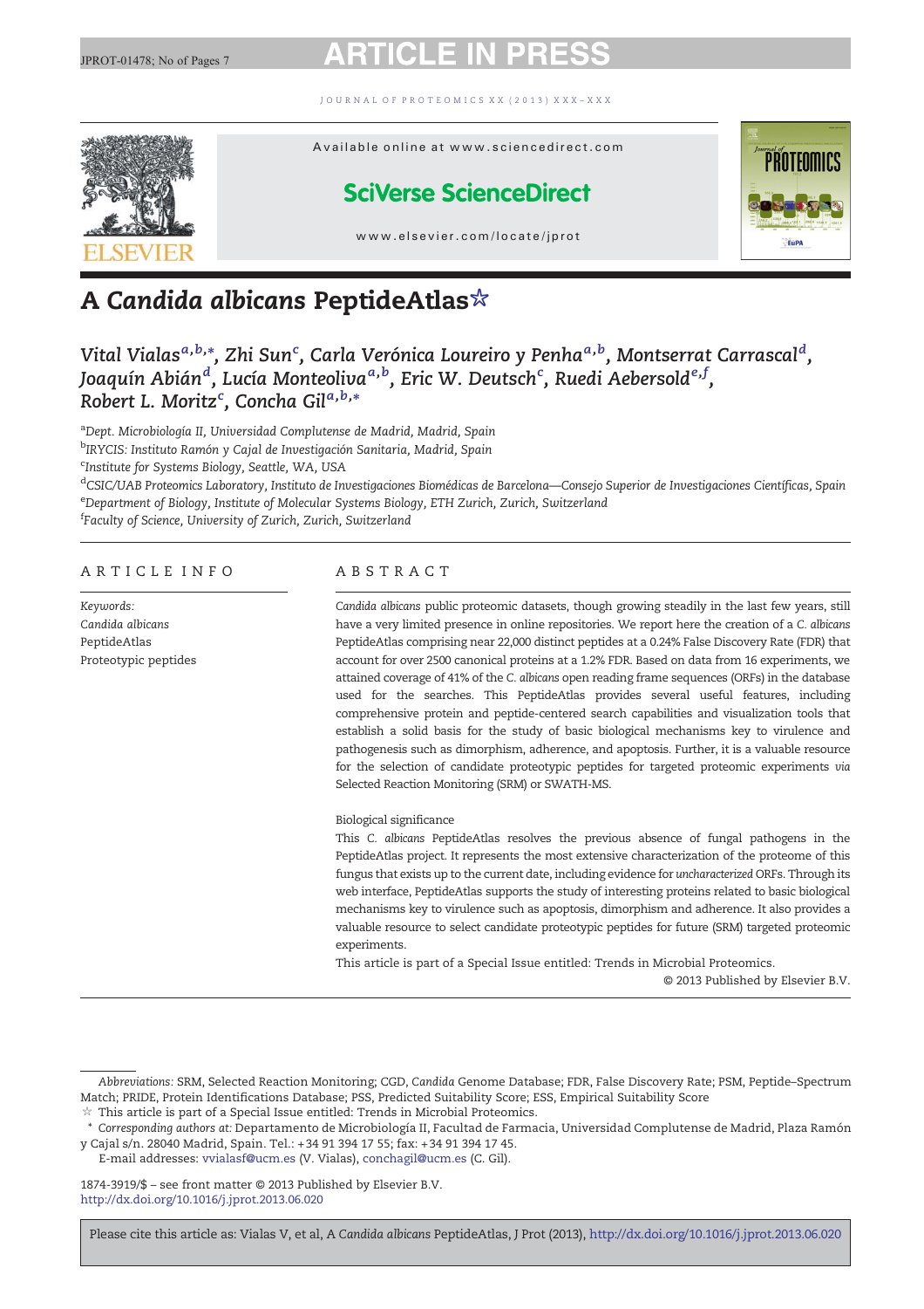# A *Candida albicans* PeptideAtlas☆

*Vital Vialas*[a,b,*], *Zhi Sun*[c], *Carla Verónica Loureiro y Penha*[a,b], *Montserrat Carrascal*[d], *Joaquín Abián*[d], *Lucía Monteoliva*[a,b], *Eric W. Deutsch*[c], *Ruedi Aebersold*[e,f], *Robert L. Moritz*[c], *Concha Gil*[a,b,*]

[a]*Dept. Microbiología II, Universidad Complutense de Madrid, Madrid, Spain*
[b]*IRYCIS: Instituto Ramón y Cajal de Investigación Sanitaria, Madrid, Spain*
[c]*Institute for Systems Biology, Seattle, WA, USA*
[d]*CSIC/UAB Proteomics Laboratory, Instituto de Investigaciones Biomédicas de Barcelona—Consejo Superior de Investigaciones Científicas, Spain*
[e]*Department of Biology, Institute of Molecular Systems Biology, ETH Zurich, Zurich, Switzerland*
[f]*Faculty of Science, University of Zurich, Zurich, Switzerland*

## ARTICLE INFO

*Keywords:*
*Candida albicans*
PeptideAtlas
Proteotypic peptides

## ABSTRACT

*Candida albicans* public proteomic datasets, though growing steadily in the last few years, still have a very limited presence in online repositories. We report here the creation of a *C. albicans* PeptideAtlas comprising near 22,000 distinct peptides at a 0.24% False Discovery Rate (FDR) that account for over 2500 canonical proteins at a 1.2% FDR. Based on data from 16 experiments, we attained coverage of 41% of the *C. albicans* open reading frame sequences (ORFs) in the database used for the searches. This PeptideAtlas provides several useful features, including comprehensive protein and peptide-centered search capabilities and visualization tools that establish a solid basis for the study of basic biological mechanisms key to virulence and pathogenesis such as dimorphism, adherence, and apoptosis. Further, it is a valuable resource for the selection of candidate proteotypic peptides for targeted proteomic experiments *via* Selected Reaction Monitoring (SRM) or SWATH-MS.

Biological significance

This *C. albicans* PeptideAtlas resolves the previous absence of fungal pathogens in the PeptideAtlas project. It represents the most extensive characterization of the proteome of this fungus that exists up to the current date, including evidence for *uncharacterized* ORFs. Through its web interface, PeptideAtlas supports the study of interesting proteins related to basic biological mechanisms key to virulence such as apoptosis, dimorphism and adherence. It also provides a valuable resource to select candidate proteotypic peptides for future (SRM) targeted proteomic experiments.

This article is part of a Special Issue entitled: Trends in Microbial Proteomics.

© 2013 Published by Elsevier B.V.

---

*Abbreviations:* SRM, Selected Reaction Monitoring; CGD, *Candida* Genome Database; FDR, False Discovery Rate; PSM, Peptide–Spectrum Match; PRIDE, Protein Identifications Database; PSS, Predicted Suitability Score; ESS, Empirical Suitability Score

☆ This article is part of a Special Issue entitled: Trends in Microbial Proteomics.

\* *Corresponding authors at:* Departamento de Microbiología II, Facultad de Farmacia, Universidad Complutense de Madrid, Plaza Ramón y Cajal s/n. 28040 Madrid, Spain. Tel.: +34 91 394 17 55; fax: +34 91 394 17 45.

E-mail addresses: vvialasf@ucm.es (V. Vialas), conchagil@ucm.es (C. Gil).

1874-3919/$ – see front matter © 2013 Published by Elsevier B.V.
http://dx.doi.org/10.1016/j.jprot.2013.06.020

Please cite this article as: Vialas V, et al, A *Candida albicans* PeptideAtlas, J Prot (2013), http://dx.doi.org/10.1016/j.jprot.2013.06.020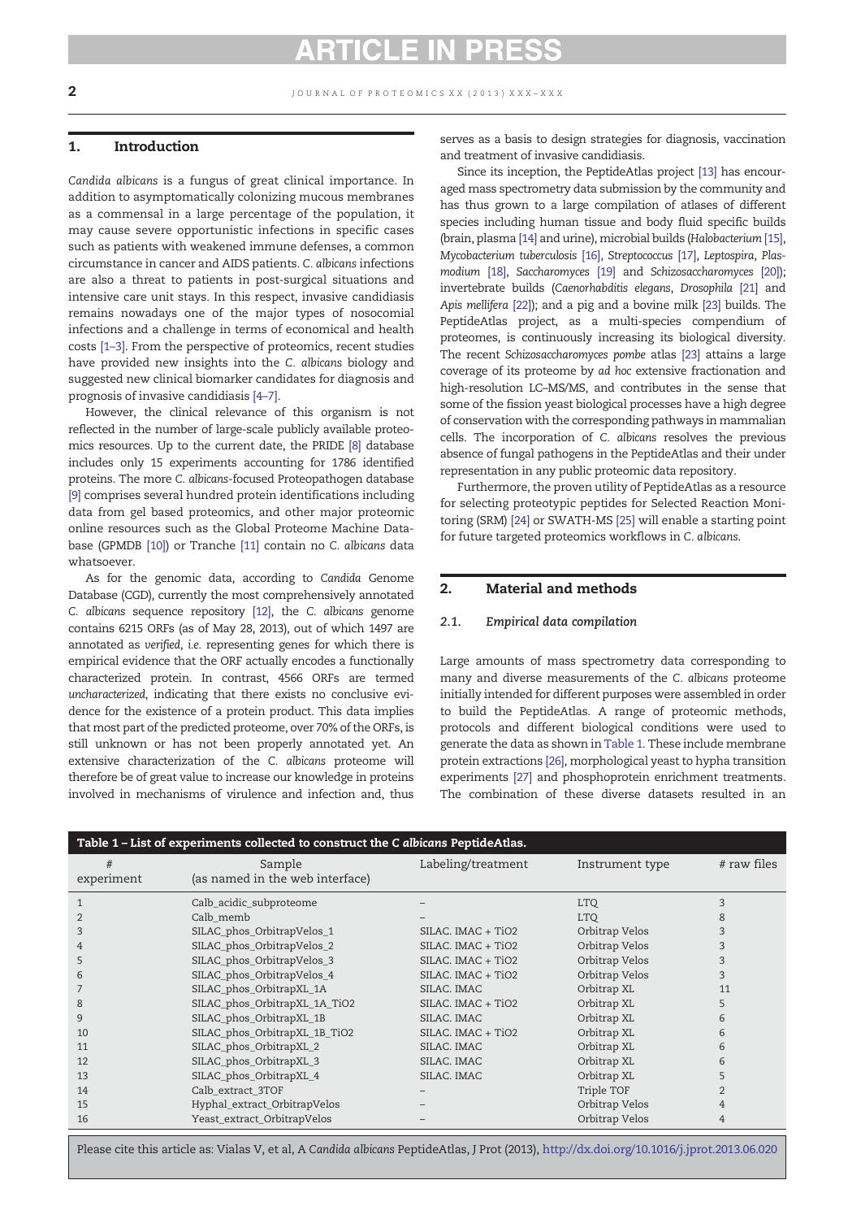## 1. Introduction

*Candida albicans* is a fungus of great clinical importance. In addition to asymptomatically colonizing mucous membranes as a commensal in a large percentage of the population, it may cause severe opportunistic infections in specific cases such as patients with weakened immune defenses, a common circumstance in cancer and AIDS patients. *C. albicans* infections are also a threat to patients in post-surgical situations and intensive care unit stays. In this respect, invasive candidiasis remains nowadays one of the major types of nosocomial infections and a challenge in terms of economical and health costs [1–3]. From the perspective of proteomics, recent studies have provided new insights into the *C. albicans* biology and suggested new clinical biomarker candidates for diagnosis and prognosis of invasive candidiasis [4–7].

However, the clinical relevance of this organism is not reflected in the number of large-scale publicly available proteomics resources. Up to the current date, the PRIDE [8] database includes only 15 experiments accounting for 1786 identified proteins. The more *C. albicans*-focused Proteopathogen database [9] comprises several hundred protein identifications including data from gel based proteomics, and other major proteomic online resources such as the Global Proteome Machine Database (GPMDB [10]) or Tranche [11] contain no *C. albicans* data whatsoever.

As for the genomic data, according to *Candida* Genome Database (CGD), currently the most comprehensively annotated *C. albicans* sequence repository [12], the *C. albicans* genome contains 6215 ORFs (as of May 28, 2013), out of which 1497 are annotated as *verified*, i.e. representing genes for which there is empirical evidence that the ORF actually encodes a functionally characterized protein. In contrast, 4566 ORFs are termed *uncharacterized*, indicating that there exists no conclusive evidence for the existence of a protein product. This data implies that most part of the predicted proteome, over 70% of the ORFs, is still unknown or has not been properly annotated yet. An extensive characterization of the *C. albicans* proteome will therefore be of great value to increase our knowledge in proteins involved in mechanisms of virulence and infection and, thus serves as a basis to design strategies for diagnosis, vaccination and treatment of invasive candidiasis.

Since its inception, the PeptideAtlas project [13] has encouraged mass spectrometry data submission by the community and has thus grown to a large compilation of atlases of different species including human tissue and body fluid specific builds (brain, plasma [14] and urine), microbial builds (*Halobacterium* [15], *Mycobacterium tuberculosis* [16], *Streptococcus* [17], *Leptospira*, *Plasmodium* [18], *Saccharomyces* [19] and *Schizosaccharomyces* [20]); invertebrate builds (*Caenorhabditis elegans*, *Drosophila* [21] and *Apis mellifera* [22]); and a pig and a bovine milk [23] builds. The PeptideAtlas project, as a multi-species compendium of proteomes, is continuously increasing its biological diversity. The recent *Schizosaccharomyces pombe* atlas [23] attains a large coverage of its proteome by *ad hoc* extensive fractionation and high-resolution LC–MS/MS, and contributes in the sense that some of the fission yeast biological processes have a high degree of conservation with the corresponding pathways in mammalian cells. The incorporation of *C. albicans* resolves the previous absence of fungal pathogens in the PeptideAtlas and their under representation in any public proteomic data repository.

Furthermore, the proven utility of PeptideAtlas as a resource for selecting proteotypic peptides for Selected Reaction Monitoring (SRM) [24] or SWATH-MS [25] will enable a starting point for future targeted proteomics workflows in *C. albicans*.

## 2. Material and methods

### 2.1. Empirical data compilation

Large amounts of mass spectrometry data corresponding to many and diverse measurements of the *C. albicans* proteome initially intended for different purposes were assembled in order to build the PeptideAtlas. A range of proteomic methods, protocols and different biological conditions were used to generate the data as shown in Table 1. These include membrane protein extractions [26], morphological yeast to hypha transition experiments [27] and phosphoprotein enrichment treatments. The combination of these diverse datasets resulted in an

**Table 1 – List of experiments collected to construct the *C albicans* PeptideAtlas.**

| # experiment | Sample (as named in the web interface) | Labeling/treatment | Instrument type | # raw files |
|---|---|---|---|---|
| 1 | Calb_acidic_subproteome | – | LTQ | 3 |
| 2 | Calb_memb | – | LTQ | 8 |
| 3 | SILAC_phos_OrbitrapVelos_1 | SILAC. IMAC + TiO2 | Orbitrap Velos | 3 |
| 4 | SILAC_phos_OrbitrapVelos_2 | SILAC. IMAC + TiO2 | Orbitrap Velos | 3 |
| 5 | SILAC_phos_OrbitrapVelos_3 | SILAC. IMAC + TiO2 | Orbitrap Velos | 3 |
| 6 | SILAC_phos_OrbitrapVelos_4 | SILAC. IMAC + TiO2 | Orbitrap Velos | 3 |
| 7 | SILAC_phos_OrbitrapXL_1A | SILAC. IMAC | Orbitrap XL | 11 |
| 8 | SILAC_phos_OrbitrapXL_1A_TiO2 | SILAC. IMAC + TiO2 | Orbitrap XL | 5 |
| 9 | SILAC_phos_OrbitrapXL_1B | SILAC. IMAC | Orbitrap XL | 6 |
| 10 | SILAC_phos_OrbitrapXL_1B_TiO2 | SILAC. IMAC + TiO2 | Orbitrap XL | 6 |
| 11 | SILAC_phos_OrbitrapXL_2 | SILAC. IMAC | Orbitrap XL | 6 |
| 12 | SILAC_phos_OrbitrapXL_3 | SILAC. IMAC | Orbitrap XL | 6 |
| 13 | SILAC_phos_OrbitrapXL_4 | SILAC. IMAC | Orbitrap XL | 5 |
| 14 | Calb_extract_3TOF | – | Triple TOF | 2 |
| 15 | Hyphal_extract_OrbitrapVelos | – | Orbitrap Velos | 4 |
| 16 | Yeast_extract_OrbitrapVelos | – | Orbitrap Velos | 4 |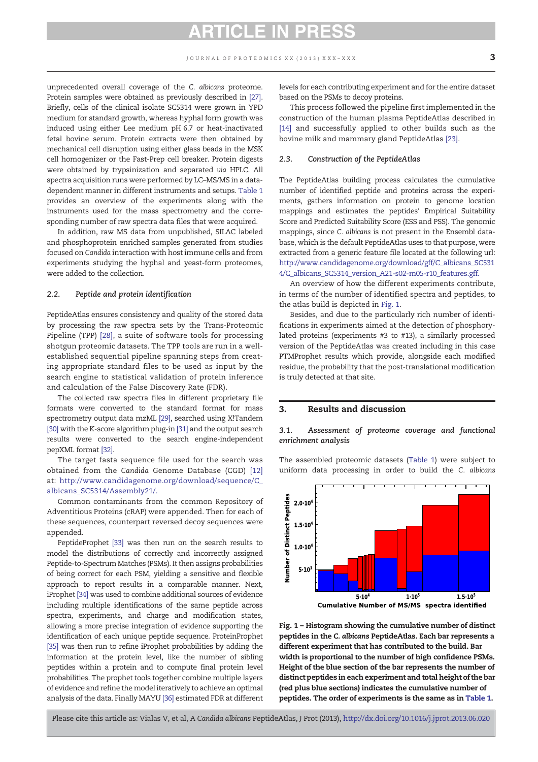unprecedented overall coverage of the *C. albicans* proteome. Protein samples were obtained as previously described in [27]. Briefly, cells of the clinical isolate SC5314 were grown in YPD medium for standard growth, whereas hyphal form growth was induced using either Lee medium pH 6.7 or heat-inactivated fetal bovine serum. Protein extracts were then obtained by mechanical cell disruption using either glass beads in the MSK cell homogenizer or the Fast-Prep cell breaker. Protein digests were obtained by trypsinization and separated *via* HPLC. All spectra acquisition runs were performed by LC–MS/MS in a data-dependent manner in different instruments and setups. Table 1 provides an overview of the experiments along with the instruments used for the mass spectrometry and the corresponding number of raw spectra data files that were acquired.

In addition, raw MS data from unpublished, SILAC labeled and phosphoprotein enriched samples generated from studies focused on *Candida* interaction with host immune cells and from experiments studying the hyphal and yeast-form proteomes, were added to the collection.

### 2.2. Peptide and protein identification

PeptideAtlas ensures consistency and quality of the stored data by processing the raw spectra sets by the Trans-Proteomic Pipeline (TPP) [28], a suite of software tools for processing shotgun proteomic datasets. The TPP tools are run in a well-established sequential pipeline spanning steps from creating appropriate standard files to be used as input by the search engine to statistical validation of protein inference and calculation of the False Discovery Rate (FDR).

The collected raw spectra files in different proprietary file formats were converted to the standard format for mass spectrometry output data mzML [29], searched using X!Tandem [30] with the K-score algorithm plug-in [31] and the output search results were converted to the search engine-independent pepXML format [32].

The target fasta sequence file used for the search was obtained from the *Candida* Genome Database (CGD) [12] at: http://www.candidagenome.org/download/sequence/C_albicans_SC5314/Assembly21/.

Common contaminants from the common Repository of Adventitious Proteins (cRAP) were appended. Then for each of these sequences, counterpart reversed decoy sequences were appended.

PeptideProphet [33] was then run on the search results to model the distributions of correctly and incorrectly assigned Peptide-to-Spectrum Matches (PSMs). It then assigns probabilities of being correct for each PSM, yielding a sensitive and flexible approach to report results in a comparable manner. Next, iProphet [34] was used to combine additional sources of evidence including multiple identifications of the same peptide across spectra, experiments, and charge and modification states, allowing a more precise integration of evidence supporting the identification of each unique peptide sequence. ProteinProphet [35] was then run to refine iProphet probabilities by adding the information at the protein level, like the number of sibling peptides within a protein and to compute final protein level probabilities. The prophet tools together combine multiple layers of evidence and refine the model iteratively to achieve an optimal analysis of the data. Finally MAYU [36] estimated FDR at different levels for each contributing experiment and for the entire dataset based on the PSMs to decoy proteins.

This process followed the pipeline first implemented in the construction of the human plasma PeptideAtlas described in [14] and successfully applied to other builds such as the bovine milk and mammary gland PeptideAtlas [23].

### 2.3. Construction of the PeptideAtlas

The PeptideAtlas building process calculates the cumulative number of identified peptide and proteins across the experiments, gathers information on protein to genome location mappings and estimates the peptides' Empirical Suitability Score and Predicted Suitability Score (ESS and PSS). The genomic mappings, since *C. albicans* is not present in the Ensembl database, which is the default PeptideAtlas uses to that purpose, were extracted from a generic feature file located at the following url: http://www.candidagenome.org/download/gff/C_albicans_SC5314/C_albicans_SC5314_version_A21-s02-m05-r10_features.gff.

An overview of how the different experiments contribute, in terms of the number of identified spectra and peptides, to the atlas build is depicted in Fig. 1.

Besides, and due to the particularly rich number of identifications in experiments aimed at the detection of phosphorylated proteins (experiments #3 to #13), a similarly processed version of the PeptideAtlas was created including in this case PTMProphet results which provide, alongside each modified residue, the probability that the post-translational modification is truly detected at that site.

## 3. Results and discussion

### 3.1. Assessment of proteome coverage and functional enrichment analysis

The assembled proteomic datasets (Table 1) were subject to uniform data processing in order to build the *C. albicans*

**Fig. 1 – Histogram showing the cumulative number of distinct peptides in the *C. albicans* PeptideAtlas. Each bar represents a different experiment that has contributed to the build. Bar width is proportional to the number of high confidence PSMs. Height of the blue section of the bar represents the number of distinct peptides in each experiment and total height of the bar (red plus blue sections) indicates the cumulative number of peptides. The order of experiments is the same as in Table 1.**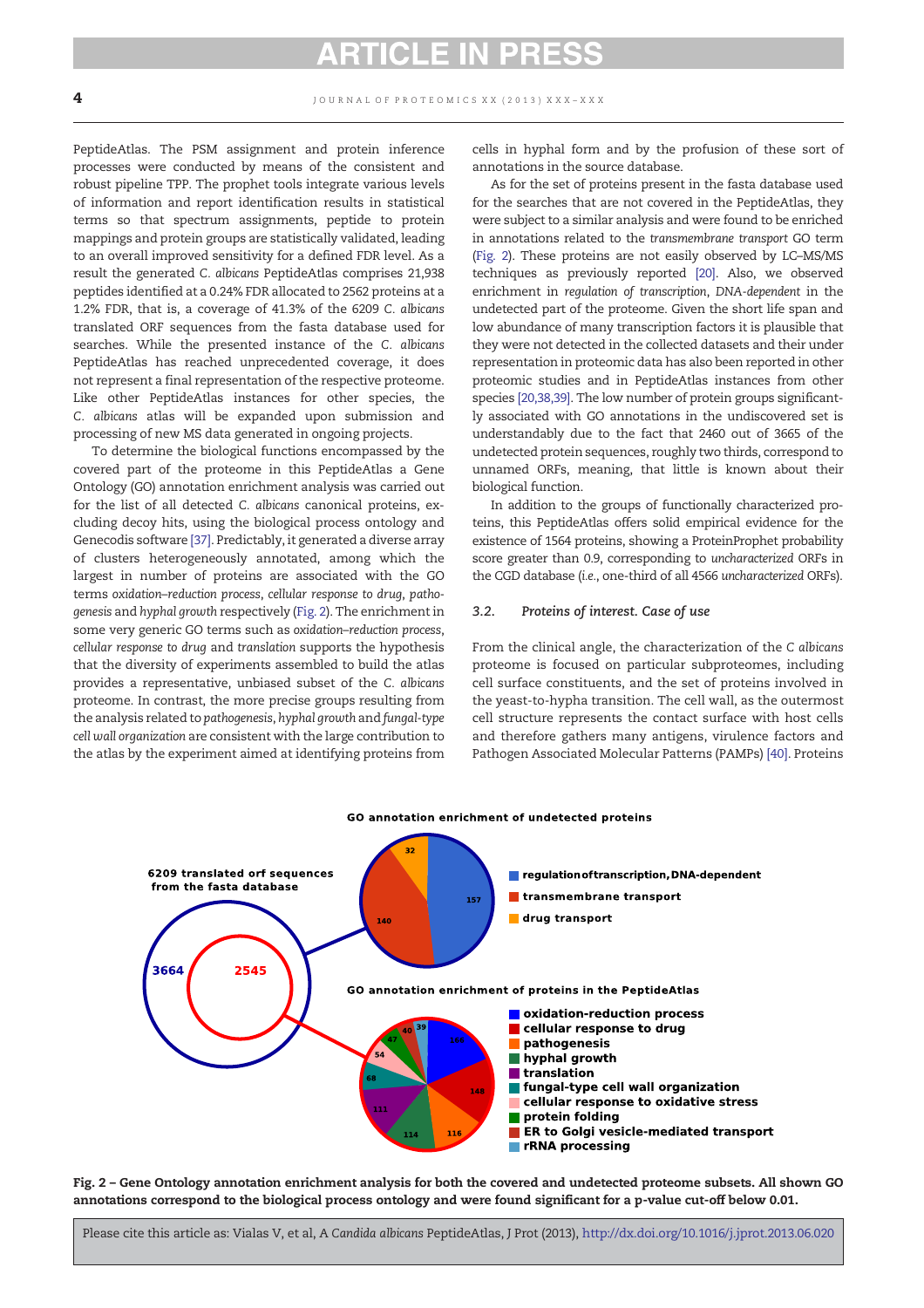PeptideAtlas. The PSM assignment and protein inference processes were conducted by means of the consistent and robust pipeline TPP. The prophet tools integrate various levels of information and report identification results in statistical terms so that spectrum assignments, peptide to protein mappings and protein groups are statistically validated, leading to an overall improved sensitivity for a defined FDR level. As a result the generated *C. albicans* PeptideAtlas comprises 21,938 peptides identified at a 0.24% FDR allocated to 2562 proteins at a 1.2% FDR, that is, a coverage of 41.3% of the 6209 *C. albicans* translated ORF sequences from the fasta database used for searches. While the presented instance of the *C. albicans* PeptideAtlas has reached unprecedented coverage, it does not represent a final representation of the respective proteome. Like other PeptideAtlas instances for other species, the *C. albicans* atlas will be expanded upon submission and processing of new MS data generated in ongoing projects.

To determine the biological functions encompassed by the covered part of the proteome in this PeptideAtlas a Gene Ontology (GO) annotation enrichment analysis was carried out for the list of all detected *C. albicans* canonical proteins, excluding decoy hits, using the biological process ontology and Genecodis software [37]. Predictably, it generated a diverse array of clusters heterogeneously annotated, among which the largest in number of proteins are associated with the GO terms *oxidation–reduction process*, *cellular response to drug*, *pathogenesis* and *hyphal growth* respectively (Fig. 2). The enrichment in some very generic GO terms such as *oxidation–reduction process*, *cellular response to drug* and *translation* supports the hypothesis that the diversity of experiments assembled to build the atlas provides a representative, unbiased subset of the *C. albicans* proteome. In contrast, the more precise groups resulting from the analysis related to *pathogenesis*, *hyphal growth* and *fungal-type cell wall organization* are consistent with the large contribution to the atlas by the experiment aimed at identifying proteins from cells in hyphal form and by the profusion of these sort of annotations in the source database.

As for the set of proteins present in the fasta database used for the searches that are not covered in the PeptideAtlas, they were subject to a similar analysis and were found to be enriched in annotations related to the *transmembrane transport* GO term (Fig. 2). These proteins are not easily observed by LC–MS/MS techniques as previously reported [20]. Also, we observed enrichment in *regulation of transcription, DNA-dependent* in the undetected part of the proteome. Given the short life span and low abundance of many transcription factors it is plausible that they were not detected in the collected datasets and their under representation in proteomic data has also been reported in other proteomic studies and in PeptideAtlas instances from other species [20,38,39]. The low number of protein groups significantly associated with GO annotations in the undiscovered set is understandably due to the fact that 2460 out of 3665 of the undetected protein sequences, roughly two thirds, correspond to unnamed ORFs, meaning, that little is known about their biological function.

In addition to the groups of functionally characterized proteins, this PeptideAtlas offers solid empirical evidence for the existence of 1564 proteins, showing a ProteinProphet probability score greater than 0.9, corresponding to *uncharacterized* ORFs in the CGD database (*i.e.*, one-third of all 4566 *uncharacterized* ORFs).

### 3.2. Proteins of interest. Case of use

From the clinical angle, the characterization of the *C albicans* proteome is focused on particular subproteomes, including cell surface constituents, and the set of proteins involved in the yeast-to-hypha transition. The cell wall, as the outermost cell structure represents the contact surface with host cells and therefore gathers many antigens, virulence factors and Pathogen Associated Molecular Patterns (PAMPs) [40]. Proteins

GO annotation enrichment of undetected proteins

6209 translated orf sequences from the fasta database

3664

2545

157

140

32

regulation of transcription, DNA-dependent

transmembrane transport

drug transport

GO annotation enrichment of proteins in the PeptideAtlas

168

143

116

114

111

68

54

47

40

39

oxidation-reduction process

cellular response to drug

pathogenesis

hyphal growth

translation

fungal-type cell wall organization

cellular response to oxidative stress

protein folding

ER to Golgi vesicle-mediated transport

rRNA processing

**Fig. 2 – Gene Ontology annotation enrichment analysis for both the covered and undetected proteome subsets. All shown GO annotations correspond to the biological process ontology and were found significant for a p-value cut-off below 0.01.**

Please cite this article as: Vialas V, et al, A *Candida albicans* PeptideAtlas, J Prot (2013), http://dx.doi.org/10.1016/j.jprot.2013.06.020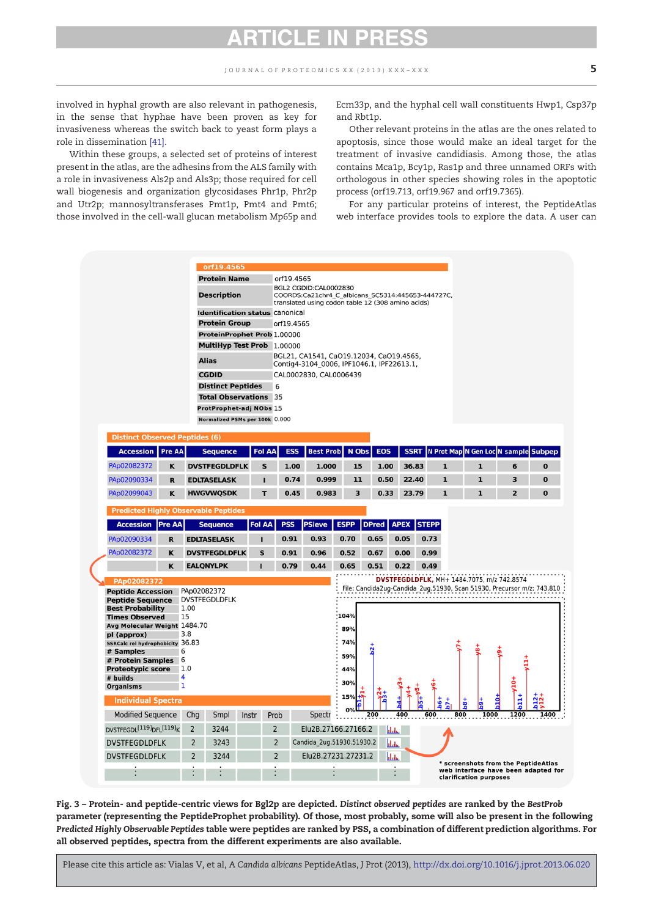involved in hyphal growth are also relevant in pathogenesis, in the sense that hyphae have been proven as key for invasiveness whereas the switch back to yeast form plays a role in dissemination [41].

Within these groups, a selected set of proteins of interest present in the atlas, are the adhesins from the ALS family with a role in invasiveness Als2p and Als3p; those required for cell wall biogenesis and organization glycosidases Phr1p, Phr2p and Utr2p; mannosyltransferases Pmt1p, Pmt4 and Pmt6; those involved in the cell-wall glucan metabolism Mp65p and Ecm33p, and the hyphal cell wall constituents Hwp1, Csp37p and Rbt1p.

Other relevant proteins in the atlas are the ones related to apoptosis, since those would make an ideal target for the treatment of invasive candidiasis. Among those, the atlas contains Mca1p, Bcy1p, Ras1p and three unnamed ORFs with orthologous in other species showing roles in the apoptotic process (orf19.713, orf19.967 and orf19.7365).

For any particular proteins of interest, the PeptideAtlas web interface provides tools to explore the data. A user can

**Fig. 3 – Protein- and peptide-centric views for Bgl2p are depicted.** ***Distinct observed peptides*** **are ranked by the** ***BestProb*** **parameter (representing the PeptideProphet probability). Of those, most probably, some will also be present in the following** ***Predicted Highly Observable Peptides*** **table were peptides are ranked by PSS, a combination of different prediction algorithms. For all observed peptides, spectra from the different experiments are also available.**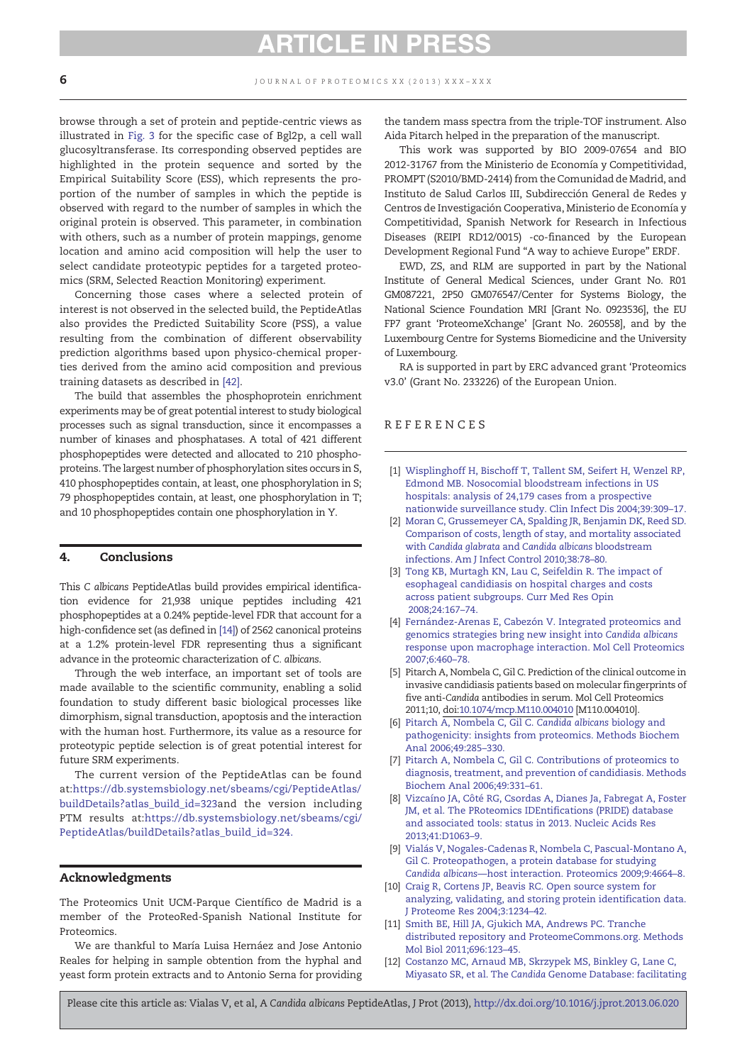browse through a set of protein and peptide-centric views as illustrated in Fig. 3 for the specific case of Bgl2p, a cell wall glucosyltransferase. Its corresponding observed peptides are highlighted in the protein sequence and sorted by the Empirical Suitability Score (ESS), which represents the proportion of the number of samples in which the peptide is observed with regard to the number of samples in which the original protein is observed. This parameter, in combination with others, such as a number of protein mappings, genome location and amino acid composition will help the user to select candidate proteotypic peptides for a targeted proteomics (SRM, Selected Reaction Monitoring) experiment.

Concerning those cases where a selected protein of interest is not observed in the selected build, the PeptideAtlas also provides the Predicted Suitability Score (PSS), a value resulting from the combination of different observability prediction algorithms based upon physico-chemical properties derived from the amino acid composition and previous training datasets as described in [42].

The build that assembles the phosphoprotein enrichment experiments may be of great potential interest to study biological processes such as signal transduction, since it encompasses a number of kinases and phosphatases. A total of 421 different phosphopeptides were detected and allocated to 210 phosphoproteins. The largest number of phosphorylation sites occurs in S, 410 phosphopeptides contain, at least, one phosphorylation in S; 79 phosphopeptides contain, at least, one phosphorylation in T; and 10 phosphopeptides contain one phosphorylation in Y.

## 4. Conclusions

This *C albicans* PeptideAtlas build provides empirical identification evidence for 21,938 unique peptides including 421 phosphopeptides at a 0.24% peptide-level FDR that account for a high-confidence set (as defined in [14]) of 2562 canonical proteins at a 1.2% protein-level FDR representing thus a significant advance in the proteomic characterization of *C. albicans*.

Through the web interface, an important set of tools are made available to the scientific community, enabling a solid foundation to study different basic biological processes like dimorphism, signal transduction, apoptosis and the interaction with the human host. Furthermore, its value as a resource for proteotypic peptide selection is of great potential interest for future SRM experiments.

The current version of the PeptideAtlas can be found at:https://db.systemsbiology.net/sbeams/cgi/PeptideAtlas/buildDetails?atlas_build_id=323and the version including PTM results at:https://db.systemsbiology.net/sbeams/cgi/PeptideAtlas/buildDetails?atlas_build_id=324.

## Acknowledgments

The Proteomics Unit UCM-Parque Científico de Madrid is a member of the ProteoRed-Spanish National Institute for Proteomics.

We are thankful to María Luisa Hernáez and Jose Antonio Reales for helping in sample obtention from the hyphal and yeast form protein extracts and to Antonio Serna for providing the tandem mass spectra from the triple-TOF instrument. Also Aida Pitarch helped in the preparation of the manuscript.

This work was supported by BIO 2009-07654 and BIO 2012-31767 from the Ministerio de Economía y Competitividad, PROMPT (S2010/BMD-2414) from the Comunidad de Madrid, and Instituto de Salud Carlos III, Subdirección General de Redes y Centros de Investigación Cooperativa, Ministerio de Economía y Competitividad, Spanish Network for Research in Infectious Diseases (REIPI RD12/0015) -co-financed by the European Development Regional Fund "A way to achieve Europe" ERDF.

EWD, ZS, and RLM are supported in part by the National Institute of General Medical Sciences, under Grant No. R01 GM087221, 2P50 GM076547/Center for Systems Biology, the National Science Foundation MRI [Grant No. 0923536], the EU FP7 grant 'ProteomeXchange' [Grant No. 260558], and by the Luxembourg Centre for Systems Biomedicine and the University of Luxembourg.

RA is supported in part by ERC advanced grant 'Proteomics v3.0' (Grant No. 233226) of the European Union.

## REFERENCES

[1] Wisplinghoff H, Bischoff T, Tallent SM, Seifert H, Wenzel RP, Edmond MB. Nosocomial bloodstream infections in US hospitals: analysis of 24,179 cases from a prospective nationwide surveillance study. Clin Infect Dis 2004;39:309–17.

[2] Moran C, Grussemeyer CA, Spalding JR, Benjamin DK, Reed SD. Comparison of costs, length of stay, and mortality associated with *Candida glabrata* and *Candida albicans* bloodstream infections. Am J Infect Control 2010;38:78–80.

[3] Tong KB, Murtagh KN, Lau C, Seifeldin R. The impact of esophageal candidiasis on hospital charges and costs across patient subgroups. Curr Med Res Opin 2008;24:167–74.

[4] Fernández-Arenas E, Cabezón V. Integrated proteomics and genomics strategies bring new insight into *Candida albicans* response upon macrophage interaction. Mol Cell Proteomics 2007;6:460–78.

[5] Pitarch A, Nombela C, Gil C. Prediction of the clinical outcome in invasive candidiasis patients based on molecular fingerprints of five anti-*Candida* antibodies in serum. Mol Cell Proteomics 2011;10, doi:10.1074/mcp.M110.004010 [M110.004010].

[6] Pitarch A, Nombela C, Gil C. *Candida albicans* biology and pathogenicity: insights from proteomics. Methods Biochem Anal 2006;49:285–330.

[7] Pitarch A, Nombela C, Gil C. Contributions of proteomics to diagnosis, treatment, and prevention of candidiasis. Methods Biochem Anal 2006;49:331–61.

[8] Vizcaíno JA, Côté RG, Csordas A, Dianes Ja, Fabregat A, Foster JM, et al. The PRoteomics IDEntifications (PRIDE) database and associated tools: status in 2013. Nucleic Acids Res 2013;41:D1063–9.

[9] Vialás V, Nogales-Cadenas R, Nombela C, Pascual-Montano A, Gil C. Proteopathogen, a protein database for studying *Candida albicans*—host interaction. Proteomics 2009;9:4664–8.

[10] Craig R, Cortens JP, Beavis RC. Open source system for analyzing, validating, and storing protein identification data. J Proteome Res 2004;3:1234–42.

[11] Smith BE, Hill JA, Gjukich MA, Andrews PC. Tranche distributed repository and ProteomeCommons.org. Methods Mol Biol 2011;696:123–45.

[12] Costanzo MC, Arnaud MB, Skrzypek MS, Binkley G, Lane C, Miyasato SR, et al. The *Candida* Genome Database: facilitating

Please cite this article as: Vialas V, et al, A *Candida albicans* PeptideAtlas, J Prot (2013), http://dx.doi.org/10.1016/j.jprot.2013.06.020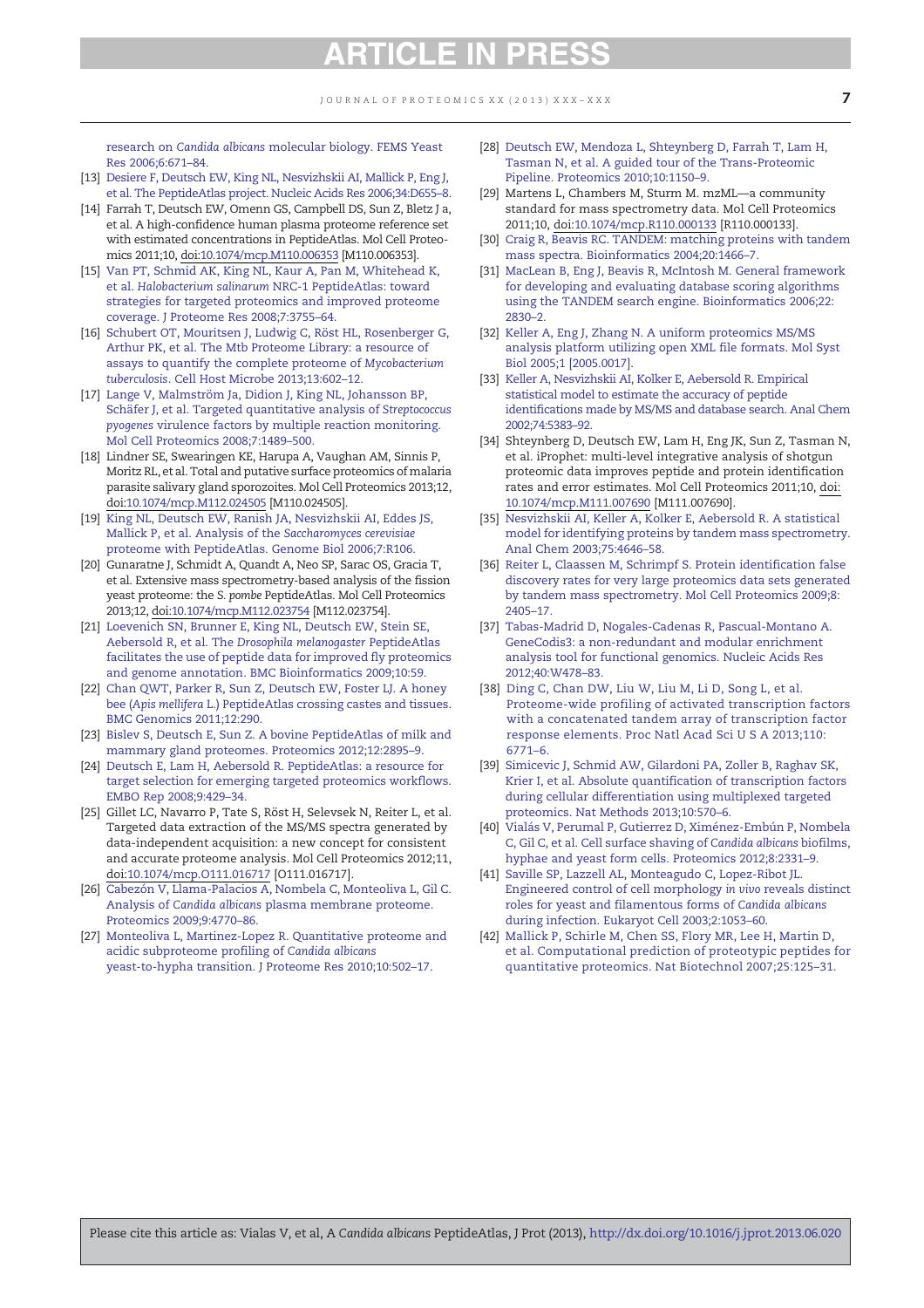research on *Candida albicans* molecular biology. FEMS Yeast Res 2006;6:671–84.

[13] Desiere F, Deutsch EW, King NL, Nesvizhskii AI, Mallick P, Eng J, et al. The PeptideAtlas project. Nucleic Acids Res 2006;34:D655–8.

[14] Farrah T, Deutsch EW, Omenn GS, Campbell DS, Sun Z, Bletz J a, et al. A high-confidence human plasma proteome reference set with estimated concentrations in PeptideAtlas. Mol Cell Proteomics 2011;10, doi:10.1074/mcp.M110.006353 [M110.006353].

[15] Van PT, Schmid AK, King NL, Kaur A, Pan M, Whitehead K, et al. *Halobacterium salinarum* NRC-1 PeptideAtlas: toward strategies for targeted proteomics and improved proteome coverage. J Proteome Res 2008;7:3755–64.

[16] Schubert OT, Mouritsen J, Ludwig C, Röst HL, Rosenberger G, Arthur PK, et al. The Mtb Proteome Library: a resource of assays to quantify the complete proteome of *Mycobacterium tuberculosis*. Cell Host Microbe 2013;13:602–12.

[17] Lange V, Malmström Ja, Didion J, King NL, Johansson BP, Schäfer J, et al. Targeted quantitative analysis of *Streptococcus pyogenes* virulence factors by multiple reaction monitoring. Mol Cell Proteomics 2008;7:1489–500.

[18] Lindner SE, Swearingen KE, Harupa A, Vaughan AM, Sinnis P, Moritz RL, et al. Total and putative surface proteomics of malaria parasite salivary gland sporozoites. Mol Cell Proteomics 2013;12, doi:10.1074/mcp.M112.024505 [M110.024505].

[19] King NL, Deutsch EW, Ranish JA, Nesvizhskii AI, Eddes JS, Mallick P, et al. Analysis of the *Saccharomyces cerevisiae* proteome with PeptideAtlas. Genome Biol 2006;7:R106.

[20] Gunaratne J, Schmidt A, Quandt A, Neo SP, Sarac OS, Gracia T, et al. Extensive mass spectrometry-based analysis of the fission yeast proteome: the *S. pombe* PeptideAtlas. Mol Cell Proteomics 2013;12, doi:10.1074/mcp.M112.023754 [M112.023754].

[21] Loevenich SN, Brunner E, King NL, Deutsch EW, Stein SE, Aebersold R, et al. The *Drosophila melanogaster* PeptideAtlas facilitates the use of peptide data for improved fly proteomics and genome annotation. BMC Bioinformatics 2009;10:59.

[22] Chan QWT, Parker R, Sun Z, Deutsch EW, Foster LJ. A honey bee (*Apis mellifera* L.) PeptideAtlas crossing castes and tissues. BMC Genomics 2011;12:290.

[23] Bislev S, Deutsch E, Sun Z. A bovine PeptideAtlas of milk and mammary gland proteomes. Proteomics 2012;12:2895–9.

[24] Deutsch E, Lam H, Aebersold R. PeptideAtlas: a resource for target selection for emerging targeted proteomics workflows. EMBO Rep 2008;9:429–34.

[25] Gillet LC, Navarro P, Tate S, Röst H, Selevsek N, Reiter L, et al. Targeted data extraction of the MS/MS spectra generated by data-independent acquisition: a new concept for consistent and accurate proteome analysis. Mol Cell Proteomics 2012;11, doi:10.1074/mcp.O111.016717 [O111.016717].

[26] Cabezón V, Llama-Palacios A, Nombela C, Monteoliva L, Gil C. Analysis of *Candida albicans* plasma membrane proteome. Proteomics 2009;9:4770–86.

[27] Monteoliva L, Martinez-Lopez R. Quantitative proteome and acidic subproteome profiling of *Candida albicans* yeast-to-hypha transition. J Proteome Res 2010;10:502–17.

[28] Deutsch EW, Mendoza L, Shteynberg D, Farrah T, Lam H, Tasman N, et al. A guided tour of the Trans-Proteomic Pipeline. Proteomics 2010;10:1150–9.

[29] Martens L, Chambers M, Sturm M. mzML—a community standard for mass spectrometry data. Mol Cell Proteomics 2011;10, doi:10.1074/mcp.R110.000133 [R110.000133].

[30] Craig R, Beavis RC. TANDEM: matching proteins with tandem mass spectra. Bioinformatics 2004;20:1466–7.

[31] MacLean B, Eng J, Beavis R, McIntosh M. General framework for developing and evaluating database scoring algorithms using the TANDEM search engine. Bioinformatics 2006;22:2830–2.

[32] Keller A, Eng J, Zhang N. A uniform proteomics MS/MS analysis platform utilizing open XML file formats. Mol Syst Biol 2005;1 [2005.0017].

[33] Keller A, Nesvizhskii AI, Kolker E, Aebersold R. Empirical statistical model to estimate the accuracy of peptide identifications made by MS/MS and database search. Anal Chem 2002;74:5383–92.

[34] Shteynberg D, Deutsch EW, Lam H, Eng JK, Sun Z, Tasman N, et al. iProphet: multi-level integrative analysis of shotgun proteomic data improves peptide and protein identification rates and error estimates. Mol Cell Proteomics 2011;10, doi:10.1074/mcp.M111.007690 [M111.007690].

[35] Nesvizhskii AI, Keller A, Kolker E, Aebersold R. A statistical model for identifying proteins by tandem mass spectrometry. Anal Chem 2003;75:4646–58.

[36] Reiter L, Claassen M, Schrimpf S. Protein identification false discovery rates for very large proteomics data sets generated by tandem mass spectrometry. Mol Cell Proteomics 2009;8:2405–17.

[37] Tabas-Madrid D, Nogales-Cadenas R, Pascual-Montano A. GeneCodis3: a non-redundant and modular enrichment analysis tool for functional genomics. Nucleic Acids Res 2012;40:W478–83.

[38] Ding C, Chan DW, Liu W, Liu M, Li D, Song L, et al. Proteome-wide profiling of activated transcription factors with a concatenated tandem array of transcription factor response elements. Proc Natl Acad Sci U S A 2013;110:6771–6.

[39] Simicevic J, Schmid AW, Gilardoni PA, Zoller B, Raghav SK, Krier I, et al. Absolute quantification of transcription factors during cellular differentiation using multiplexed targeted proteomics. Nat Methods 2013;10:570–6.

[40] Vialás V, Perumal P, Gutierrez D, Ximénez-Embún P, Nombela C, Gil C, et al. Cell surface shaving of *Candida albicans* biofilms, hyphae and yeast form cells. Proteomics 2012;8:2331–9.

[41] Saville SP, Lazzell AL, Monteagudo C, Lopez-Ribot JL. Engineered control of cell morphology *in vivo* reveals distinct roles for yeast and filamentous forms of *Candida albicans* during infection. Eukaryot Cell 2003;2:1053–60.

[42] Mallick P, Schirle M, Chen SS, Flory MR, Lee H, Martin D, et al. Computational prediction of proteotypic peptides for quantitative proteomics. Nat Biotechnol 2007;25:125–31.